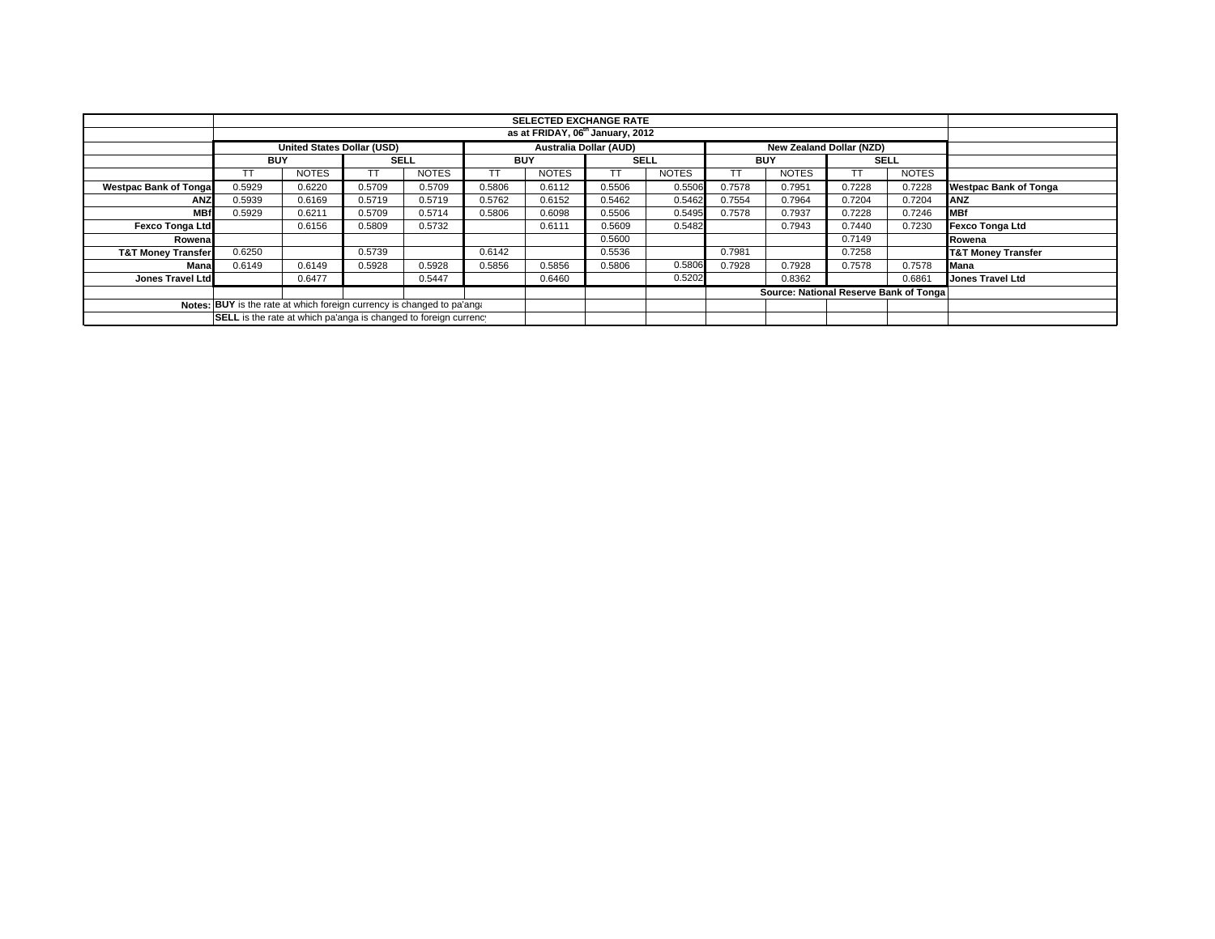| | SELECTED EXCHANGE RATE | | | | | | | | | | | | |
|---|---|---|---|---|---|---|---|---|---|---|---|---|---|
| | as at FRIDAY, 06th January, 2012 | | | | | | | | | | | | |
| | United States Dollar (USD) | | | | Australia Dollar (AUD) | | | | New Zealand Dollar (NZD) | | | | |
| | BUY | | SELL | | BUY | | SELL | | BUY | | SELL | | |
| | TT | NOTES | TT | NOTES | TT | NOTES | TT | NOTES | TT | NOTES | TT | NOTES | |
| **Westpac Bank of Tonga** | 0.5929 | 0.6220 | 0.5709 | 0.5709 | 0.5806 | 0.6112 | 0.5506 | 0.5506 | 0.7578 | 0.7951 | 0.7228 | 0.7228 | **Westpac Bank of Tonga** |
| **ANZ** | 0.5939 | 0.6169 | 0.5719 | 0.5719 | 0.5762 | 0.6152 | 0.5462 | 0.5462 | 0.7554 | 0.7964 | 0.7204 | 0.7204 | **ANZ** |
| **MBf** | 0.5929 | 0.6211 | 0.5709 | 0.5714 | 0.5806 | 0.6098 | 0.5506 | 0.5495 | 0.7578 | 0.7937 | 0.7228 | 0.7246 | **MBf** |
| **Fexco Tonga Ltd** | | 0.6156 | 0.5809 | 0.5732 | | 0.6111 | 0.5609 | 0.5482 | | 0.7943 | 0.7440 | 0.7230 | **Fexco Tonga Ltd** |
| **Rowena** | | | | | | | 0.5600 | | | | 0.7149 | | **Rowena** |
| **T&T Money Transfer** | 0.6250 | | 0.5739 | | 0.6142 | | 0.5536 | | 0.7981 | | 0.7258 | | **T&T Money Transfer** |
| **Mana** | 0.6149 | 0.6149 | 0.5928 | 0.5928 | 0.5856 | 0.5856 | 0.5806 | 0.5806 | 0.7928 | 0.7928 | 0.7578 | 0.7578 | **Mana** |
| **Jones Travel Ltd** | | 0.6477 | | 0.5447 | | 0.6460 | | 0.5202 | | 0.8362 | | 0.6861 | **Jones Travel Ltd** |
| | | | | | | | | | **Source: National Reserve Bank of Tonga** | | | | |
| **Notes:** | **BUY** is the rate at which foreign currency is changed to pa'anga | | | | | | | | | | | | |
| | **SELL** is the rate at which pa'anga is changed to foreign currency | | | | | | | | | | | | |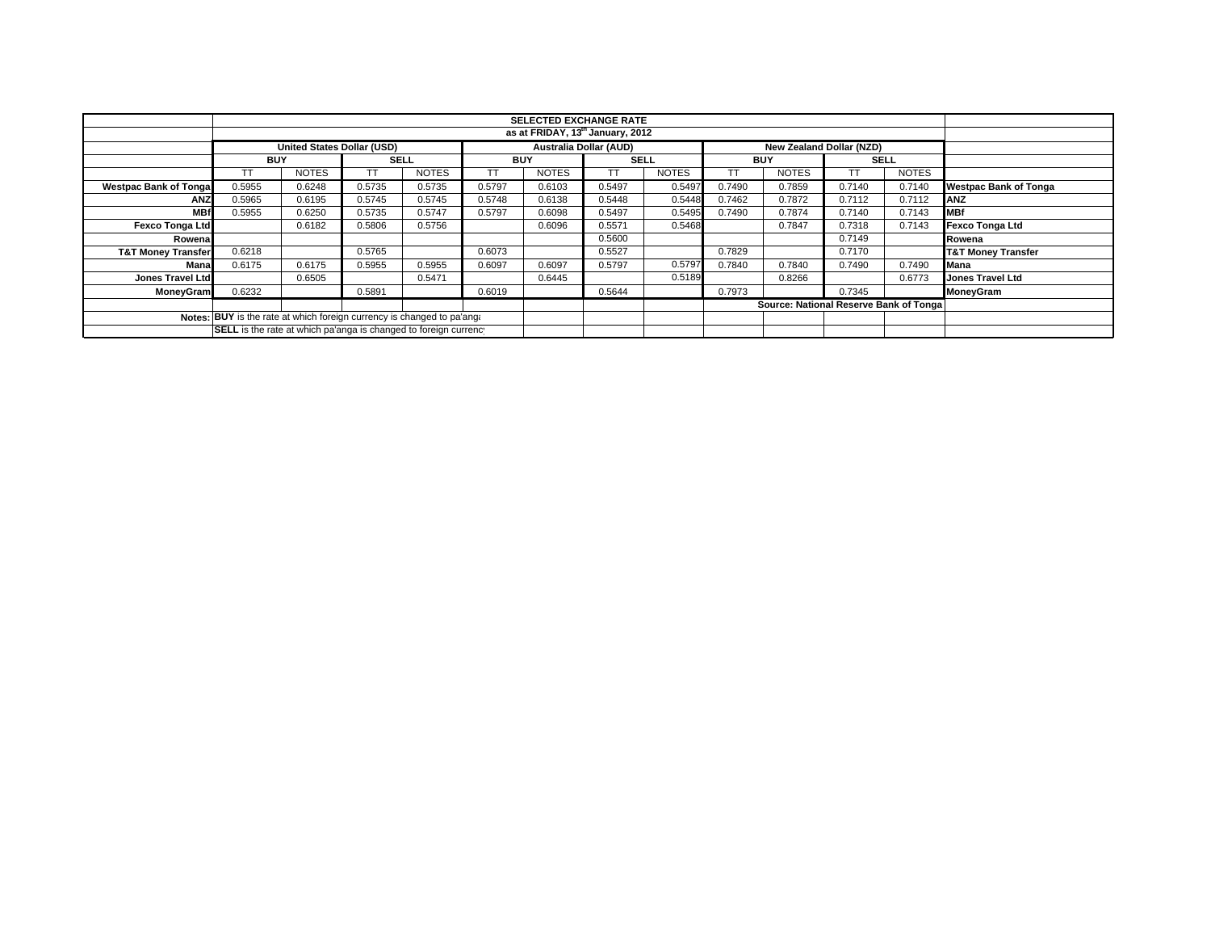| | SELECTED EXCHANGE RATE | | | | | | | | | | | | |
|---|---|---|---|---|---|---|---|---|---|---|---|---|---|
| | as at FRIDAY, 13th January, 2012 | | | | | | | | | | | | |
| | United States Dollar (USD) | | | | Australia Dollar (AUD) | | | | New Zealand Dollar (NZD) | | | | |
| | BUY | | SELL | | BUY | | SELL | | BUY | | SELL | | |
| | TT | NOTES | TT | NOTES | TT | NOTES | TT | NOTES | TT | NOTES | TT | NOTES | |
| Westpac Bank of Tonga | 0.5955 | 0.6248 | 0.5735 | 0.5735 | 0.5797 | 0.6103 | 0.5497 | 0.5497 | 0.7490 | 0.7859 | 0.7140 | 0.7140 | Westpac Bank of Tonga |
| ANZ | 0.5965 | 0.6195 | 0.5745 | 0.5745 | 0.5748 | 0.6138 | 0.5448 | 0.5448 | 0.7462 | 0.7872 | 0.7112 | 0.7112 | ANZ |
| MBf | 0.5955 | 0.6250 | 0.5735 | 0.5747 | 0.5797 | 0.6098 | 0.5497 | 0.5495 | 0.7490 | 0.7874 | 0.7140 | 0.7143 | MBf |
| Fexco Tonga Ltd | | 0.6182 | 0.5806 | 0.5756 | | 0.6096 | 0.5571 | 0.5468 | | 0.7847 | 0.7318 | 0.7143 | Fexco Tonga Ltd |
| Rowena | | | | | | | 0.5600 | | | | 0.7149 | | Rowena |
| T&T Money Transfer | 0.6218 | | 0.5765 | | 0.6073 | | 0.5527 | | 0.7829 | | 0.7170 | | T&T Money Transfer |
| Mana | 0.6175 | 0.6175 | 0.5955 | 0.5955 | 0.6097 | 0.6097 | 0.5797 | 0.5797 | 0.7840 | 0.7840 | 0.7490 | 0.7490 | Mana |
| Jones Travel Ltd | | 0.6505 | | 0.5471 | | 0.6445 | | 0.5189 | | 0.8266 | | 0.6773 | Jones Travel Ltd |
| MoneyGram | 0.6232 | | 0.5891 | | 0.6019 | | 0.5644 | | 0.7973 | | 0.7345 | | MoneyGram |
| | | | | | | | | | Source: National Reserve Bank of Tonga | | | | |
| Notes: | **BUY** is the rate at which foreign currency is changed to pa'anga | | | | | | | | | | | | |
| | **SELL** is the rate at which pa'anga is changed to foreign currency | | | | | | | | | | | | |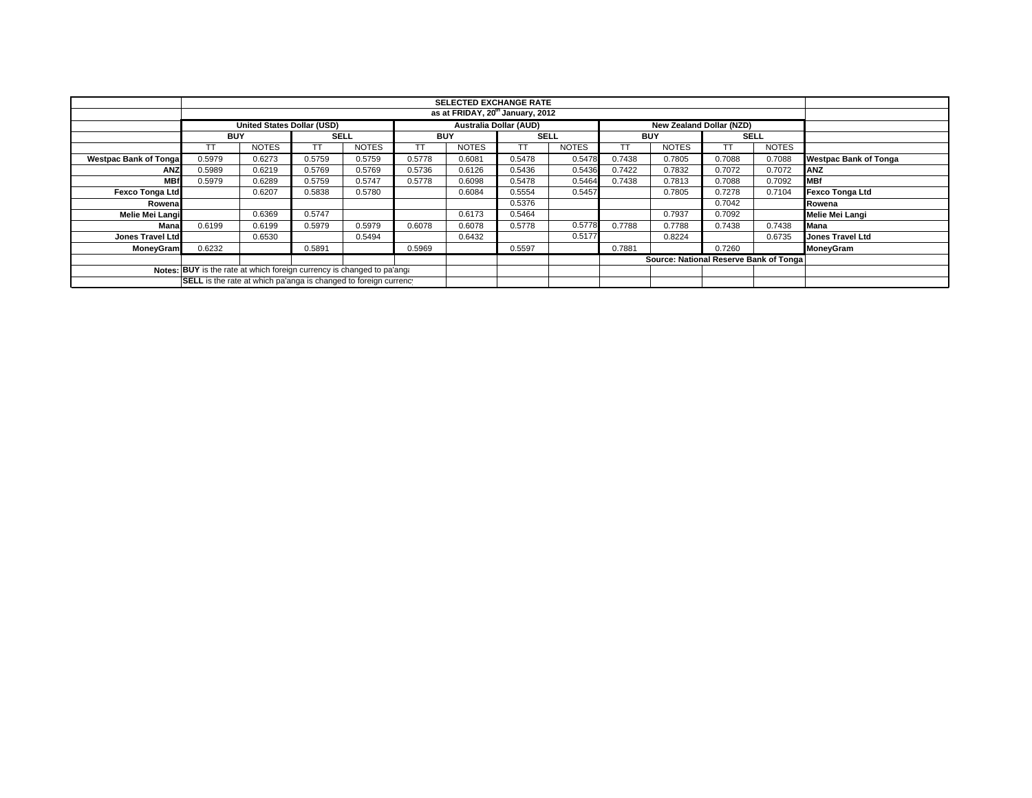| | SELECTED EXCHANGE RATE | | | | | | | | | | | | |
|---|---|---|---|---|---|---|---|---|---|---|---|---|---|
| | as at FRIDAY, 20th January, 2012 | | | | | | | | | | | | |
| | United States Dollar (USD) | | | | Australia Dollar (AUD) | | | | New Zealand Dollar (NZD) | | | | |
| | BUY | | SELL | | BUY | | SELL | | BUY | | SELL | | |
| | TT | NOTES | TT | NOTES | TT | NOTES | TT | NOTES | TT | NOTES | TT | NOTES | |
| **Westpac Bank of Tonga** | 0.5979 | 0.6273 | 0.5759 | 0.5759 | 0.5778 | 0.6081 | 0.5478 | 0.5478 | 0.7438 | 0.7805 | 0.7088 | 0.7088 | **Westpac Bank of Tonga** |
| **ANZ** | 0.5989 | 0.6219 | 0.5769 | 0.5769 | 0.5736 | 0.6126 | 0.5436 | 0.5436 | 0.7422 | 0.7832 | 0.7072 | 0.7072 | **ANZ** |
| **MBf** | 0.5979 | 0.6289 | 0.5759 | 0.5747 | 0.5778 | 0.6098 | 0.5478 | 0.5464 | 0.7438 | 0.7813 | 0.7088 | 0.7092 | **MBf** |
| **Fexco Tonga Ltd** | | 0.6207 | 0.5838 | 0.5780 | | 0.6084 | 0.5554 | 0.5457 | | 0.7805 | 0.7278 | 0.7104 | **Fexco Tonga Ltd** |
| **Rowena** | | | | | | | 0.5376 | | | | 0.7042 | | **Rowena** |
| **Melie Mei Langi** | | 0.6369 | 0.5747 | | | 0.6173 | 0.5464 | | | 0.7937 | 0.7092 | | **Melie Mei Langi** |
| **Mana** | 0.6199 | 0.6199 | 0.5979 | 0.5979 | 0.6078 | 0.6078 | 0.5778 | 0.5778 | 0.7788 | 0.7788 | 0.7438 | 0.7438 | **Mana** |
| **Jones Travel Ltd** | | 0.6530 | | 0.5494 | | 0.6432 | | 0.5177 | | 0.8224 | | 0.6735 | **Jones Travel Ltd** |
| **MoneyGram** | 0.6232 | | 0.5891 | | 0.5969 | | 0.5597 | | 0.7881 | | 0.7260 | | **MoneyGram** |
| | | | | | | | | | **Source: National Reserve Bank of Tonga** | | | | |
| **Notes:** | **BUY** is the rate at which foreign currency is changed to pa'anga | | | | | | | | | | | | |
| | **SELL** is the rate at which pa'anga is changed to foreign currency | | | | | | | | | | | | |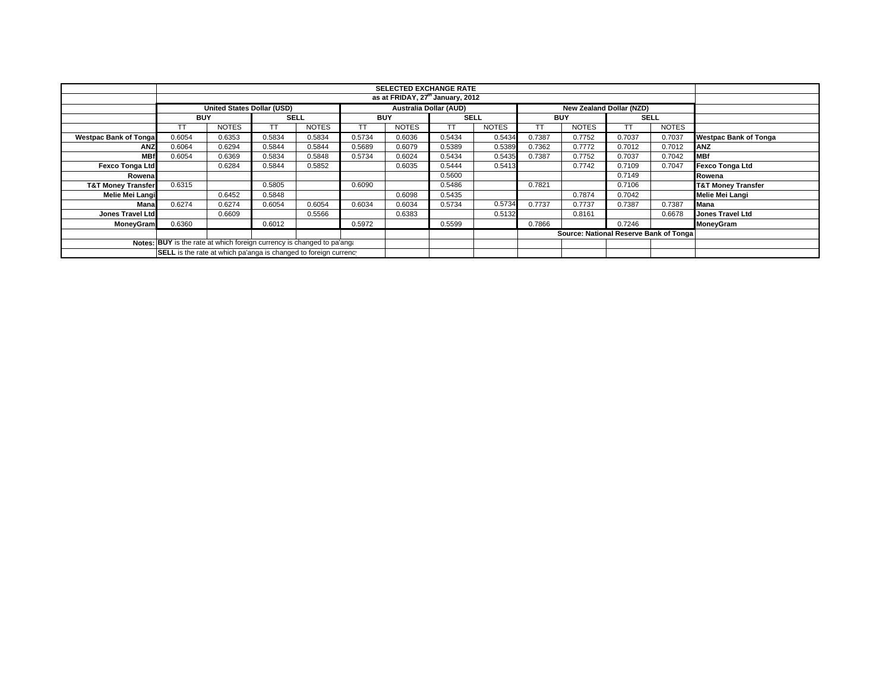| | USD BUY TT | USD BUY NOTES | USD SELL TT | USD SELL NOTES | AUD BUY TT | AUD BUY NOTES | AUD SELL TT | AUD SELL NOTES | NZD BUY TT | NZD BUY NOTES | NZD SELL TT | NZD SELL NOTES | |
|---|---|---|---|---|---|---|---|---|---|---|---|---|---|
| | **SELECTED EXCHANGE RATE** | | | | | | | | | | | | |
| | **as at FRIDAY, 27th January, 2012** | | | | | | | | | | | | |
| | **United States Dollar (USD)** | | | | **Australia Dollar (AUD)** | | | | **New Zealand Dollar (NZD)** | | | | |
| | **BUY** | | **SELL** | | **BUY** | | **SELL** | | **BUY** | | **SELL** | | |
| | TT | NOTES | TT | NOTES | TT | NOTES | TT | NOTES | TT | NOTES | TT | NOTES | |
| **Westpac Bank of Tonga** | 0.6054 | 0.6353 | 0.5834 | 0.5834 | 0.5734 | 0.6036 | 0.5434 | 0.5434 | 0.7387 | 0.7752 | 0.7037 | 0.7037 | **Westpac Bank of Tonga** |
| **ANZ** | 0.6064 | 0.6294 | 0.5844 | 0.5844 | 0.5689 | 0.6079 | 0.5389 | 0.5389 | 0.7362 | 0.7772 | 0.7012 | 0.7012 | **ANZ** |
| **MBf** | 0.6054 | 0.6369 | 0.5834 | 0.5848 | 0.5734 | 0.6024 | 0.5434 | 0.5435 | 0.7387 | 0.7752 | 0.7037 | 0.7042 | **MBf** |
| **Fexco Tonga Ltd** | | 0.6284 | 0.5844 | 0.5852 | | 0.6035 | 0.5444 | 0.5413 | | 0.7742 | 0.7109 | 0.7047 | **Fexco Tonga Ltd** |
| **Rowena** | | | | | | | 0.5600 | | | | 0.7149 | | **Rowena** |
| **T&T Money Transfer** | 0.6315 | | 0.5805 | | 0.6090 | | 0.5486 | | 0.7821 | | 0.7106 | | **T&T Money Transfer** |
| **Melie Mei Langi** | | 0.6452 | 0.5848 | | | 0.6098 | 0.5435 | | | 0.7874 | 0.7042 | | **Melie Mei Langi** |
| **Mana** | 0.6274 | 0.6274 | 0.6054 | 0.6054 | 0.6034 | 0.6034 | 0.5734 | 0.5734 | 0.7737 | 0.7737 | 0.7387 | 0.7387 | **Mana** |
| **Jones Travel Ltd** | | 0.6609 | | 0.5566 | | 0.6383 | | 0.5132 | | 0.8161 | | 0.6678 | **Jones Travel Ltd** |
| **MoneyGram** | 0.6360 | | 0.6012 | | 0.5972 | | 0.5599 | | 0.7866 | | 0.7246 | | **MoneyGram** |
| | | | | | | | | | **Source: National Reserve Bank of Tonga** | | | | |

**Notes:** **BUY** is the rate at which foreign currency is changed to pa'anga

**SELL** is the rate at which pa'anga is changed to foreign currency